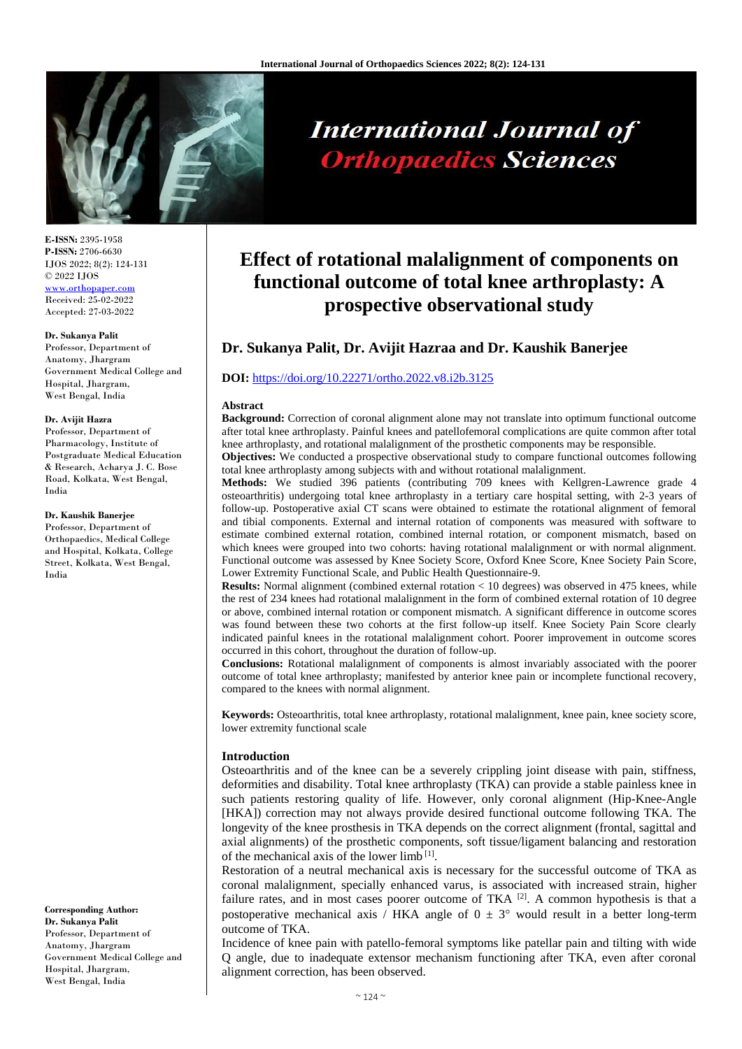# Effect of rotational malalignment of components on functional outcome of total knee arthroplasty: A prospective observational study

**Dr. Sukanya Palit, Dr. Avijit Hazraa and Dr. Kaushik Banerjee**

**DOI:** https://doi.org/10.22271/ortho.2022.v8.i2b.3125

**E-ISSN:** 2395-1958
**P-ISSN:** 2706-6630
IJOS 2022; 8(2): 124-131
© 2022 IJOS
www.orthopaper.com
Received: 25-02-2022
Accepted: 27-03-2022

**Dr. Sukanya Palit**
Professor, Department of Anatomy, Jhargram Government Medical College and Hospital, Jhargram, West Bengal, India

**Dr. Avijit Hazra**
Professor, Department of Pharmacology, Institute of Postgraduate Medical Education & Research, Acharya J. C. Bose Road, Kolkata, West Bengal, India

**Dr. Kaushik Banerjee**
Professor, Department of Orthopaedics, Medical College and Hospital, Kolkata, College Street, Kolkata, West Bengal, India

**Corresponding Author:**
**Dr. Sukanya Palit**
Professor, Department of Anatomy, Jhargram Government Medical College and Hospital, Jhargram, West Bengal, India

## Abstract

**Background:** Correction of coronal alignment alone may not translate into optimum functional outcome after total knee arthroplasty. Painful knees and patellofemoral complications are quite common after total knee arthroplasty, and rotational malalignment of the prosthetic components may be responsible.

**Objectives:** We conducted a prospective observational study to compare functional outcomes following total knee arthroplasty among subjects with and without rotational malalignment.

**Methods:** We studied 396 patients (contributing 709 knees with Kellgren-Lawrence grade 4 osteoarthritis) undergoing total knee arthroplasty in a tertiary care hospital setting, with 2-3 years of follow-up. Postoperative axial CT scans were obtained to estimate the rotational alignment of femoral and tibial components. External and internal rotation of components was measured with software to estimate combined external rotation, combined internal rotation, or component mismatch, based on which knees were grouped into two cohorts: having rotational malalignment or with normal alignment. Functional outcome was assessed by Knee Society Score, Oxford Knee Score, Knee Society Pain Score, Lower Extremity Functional Scale, and Public Health Questionnaire-9.

**Results:** Normal alignment (combined external rotation < 10 degrees) was observed in 475 knees, while the rest of 234 knees had rotational malalignment in the form of combined external rotation of 10 degree or above, combined internal rotation or component mismatch. A significant difference in outcome scores was found between these two cohorts at the first follow-up itself. Knee Society Pain Score clearly indicated painful knees in the rotational malalignment cohort. Poorer improvement in outcome scores occurred in this cohort, throughout the duration of follow-up.

**Conclusions:** Rotational malalignment of components is almost invariably associated with the poorer outcome of total knee arthroplasty; manifested by anterior knee pain or incomplete functional recovery, compared to the knees with normal alignment.

**Keywords:** Osteoarthritis, total knee arthroplasty, rotational malalignment, knee pain, knee society score, lower extremity functional scale

## Introduction

Osteoarthritis and of the knee can be a severely crippling joint disease with pain, stiffness, deformities and disability. Total knee arthroplasty (TKA) can provide a stable painless knee in such patients restoring quality of life. However, only coronal alignment (Hip-Knee-Angle [HKA]) correction may not always provide desired functional outcome following TKA. The longevity of the knee prosthesis in TKA depends on the correct alignment (frontal, sagittal and axial alignments) of the prosthetic components, soft tissue/ligament balancing and restoration of the mechanical axis of the lower limb [1].

Restoration of a neutral mechanical axis is necessary for the successful outcome of TKA as coronal malalignment, specially enhanced varus, is associated with increased strain, higher failure rates, and in most cases poorer outcome of TKA [2]. A common hypothesis is that a postoperative mechanical axis / HKA angle of $0 \pm 3°$ would result in a better long-term outcome of TKA.

Incidence of knee pain with patello-femoral symptoms like patellar pain and tilting with wide Q angle, due to inadequate extensor mechanism functioning after TKA, even after coronal alignment correction, has been observed.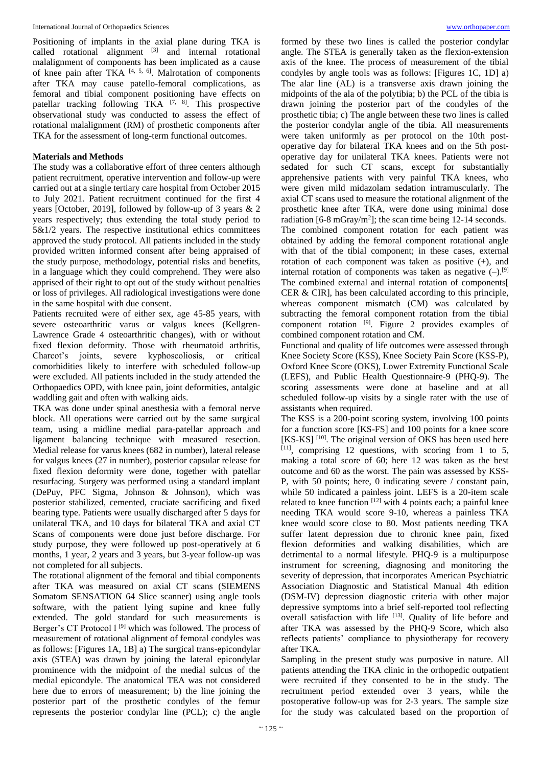Positioning of implants in the axial plane during TKA is called rotational alignment [3] and internal rotational malalignment of components has been implicated as a cause of knee pain after TKA [4, 5, 6]. Malrotation of components after TKA may cause patello-femoral complications, as femoral and tibial component positioning have effects on patellar tracking following TKA [7, 8]. This prospective observational study was conducted to assess the effect of rotational malalignment (RM) of prosthetic components after TKA for the assessment of long-term functional outcomes.

## Materials and Methods

The study was a collaborative effort of three centers although patient recruitment, operative intervention and follow-up were carried out at a single tertiary care hospital from October 2015 to July 2021. Patient recruitment continued for the first 4 years [October, 2019], followed by follow-up of 3 years & 2 years respectively; thus extending the total study period to 5&1/2 years. The respective institutional ethics committees approved the study protocol. All patients included in the study provided written informed consent after being appraised of the study purpose, methodology, potential risks and benefits, in a language which they could comprehend. They were also apprised of their right to opt out of the study without penalties or loss of privileges. All radiological investigations were done in the same hospital with due consent.

Patients recruited were of either sex, age 45-85 years, with severe osteoarthritic varus or valgus knees (Kellgren-Lawrence Grade 4 osteoarthritic changes), with or without fixed flexion deformity. Those with rheumatoid arthritis, Charcot's joints, severe kyphoscoliosis, or critical comorbidities likely to interfere with scheduled follow-up were excluded. All patients included in the study attended the Orthopaedics OPD, with knee pain, joint deformities, antalgic waddling gait and often with walking aids.

TKA was done under spinal anesthesia with a femoral nerve block. All operations were carried out by the same surgical team, using a midline medial para-patellar approach and ligament balancing technique with measured resection. Medial release for varus knees (682 in number), lateral release for valgus knees (27 in number), posterior capsular release for fixed flexion deformity were done, together with patellar resurfacing. Surgery was performed using a standard implant (DePuy, PFC Sigma, Johnson & Johnson), which was posterior stabilized, cemented, cruciate sacrificing and fixed bearing type. Patients were usually discharged after 5 days for unilateral TKA, and 10 days for bilateral TKA and axial CT Scans of components were done just before discharge. For study purpose, they were followed up post-operatively at 6 months, 1 year, 2 years and 3 years, but 3-year follow-up was not completed for all subjects.

The rotational alignment of the femoral and tibial components after TKA was measured on axial CT scans (SIEMENS Somatom SENSATION 64 Slice scanner) using angle tools software, with the patient lying supine and knee fully extended. The gold standard for such measurements is Berger's CT Protocol l [9] which was followed. The process of measurement of rotational alignment of femoral condyles was as follows: [Figures 1A, 1B] a) The surgical trans-epicondylar axis (STEA) was drawn by joining the lateral epicondylar prominence with the midpoint of the medial sulcus of the medial epicondyle. The anatomical TEA was not considered here due to errors of measurement; b) the line joining the posterior part of the prosthetic condyles of the femur represents the posterior condylar line (PCL); c) the angle formed by these two lines is called the posterior condylar angle. The STEA is generally taken as the flexion-extension axis of the knee. The process of measurement of the tibial condyles by angle tools was as follows: [Figures 1C, 1D] a) The alar line (AL) is a transverse axis drawn joining the midpoints of the ala of the polytibia; b) the PCL of the tibia is drawn joining the posterior part of the condyles of the prosthetic tibia; c) The angle between these two lines is called the posterior condylar angle of the tibia. All measurements were taken uniformly as per protocol on the 10th post-operative day for bilateral TKA knees and on the 5th post-operative day for unilateral TKA knees. Patients were not sedated for such CT scans, except for substantially apprehensive patients with very painful TKA knees, who were given mild midazolam sedation intramuscularly. The axial CT scans used to measure the rotational alignment of the prosthetic knee after TKA, were done using minimal dose radiation [6-8 mGray/m$^2$]; the scan time being 12-14 seconds.

The combined component rotation for each patient was obtained by adding the femoral component rotational angle with that of the tibial component; in these cases, external rotation of each component was taken as positive (+), and internal rotation of components was taken as negative (–).[9] The combined external and internal rotation of components[ CER & CIR], has been calculated according to this principle, whereas component mismatch (CM) was calculated by subtracting the femoral component rotation from the tibial component rotation [9]. Figure 2 provides examples of combined component rotation and CM.

Functional and quality of life outcomes were assessed through Knee Society Score (KSS), Knee Society Pain Score (KSS-P), Oxford Knee Score (OKS), Lower Extremity Functional Scale (LEFS), and Public Health Questionnaire-9 (PHQ-9). The scoring assessments were done at baseline and at all scheduled follow-up visits by a single rater with the use of assistants when required.

The KSS is a 200-point scoring system, involving 100 points for a function score [KS-FS] and 100 points for a knee score [KS-KS] [10]. The original version of OKS has been used here [11], comprising 12 questions, with scoring from 1 to 5, making a total score of 60; here 12 was taken as the best outcome and 60 as the worst. The pain was assessed by KSS-P, with 50 points; here, 0 indicating severe / constant pain, while 50 indicated a painless joint. LEFS is a 20-item scale related to knee function [12] with 4 points each; a painful knee needing TKA would score 9-10, whereas a painless TKA knee would score close to 80. Most patients needing TKA suffer latent depression due to chronic knee pain, fixed flexion deformities and walking disabilities, which are detrimental to a normal lifestyle. PHQ-9 is a multipurpose instrument for screening, diagnosing and monitoring the severity of depression, that incorporates American Psychiatric Association Diagnostic and Statistical Manual 4th edition (DSM-IV) depression diagnostic criteria with other major depressive symptoms into a brief self-reported tool reflecting overall satisfaction with life [13]. Quality of life before and after TKA was assessed by the PHQ-9 Score, which also reflects patients' compliance to physiotherapy for recovery after TKA.

Sampling in the present study was purposive in nature. All patients attending the TKA clinic in the orthopedic outpatient were recruited if they consented to be in the study. The recruitment period extended over 3 years, while the postoperative follow-up was for 2-3 years. The sample size for the study was calculated based on the proportion of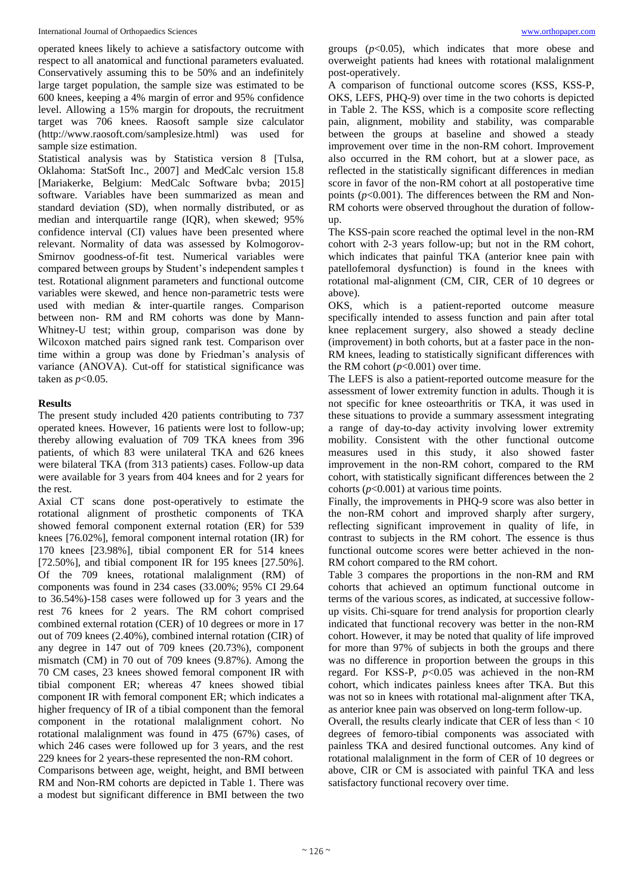operated knees likely to achieve a satisfactory outcome with respect to all anatomical and functional parameters evaluated. Conservatively assuming this to be 50% and an indefinitely large target population, the sample size was estimated to be 600 knees, keeping a 4% margin of error and 95% confidence level. Allowing a 15% margin for dropouts, the recruitment target was 706 knees. Raosoft sample size calculator (http://www.raosoft.com/samplesize.html) was used for sample size estimation.

Statistical analysis was by Statistica version 8 [Tulsa, Oklahoma: StatSoft Inc., 2007] and MedCalc version 15.8 [Mariakerke, Belgium: MedCalc Software bvba; 2015] software. Variables have been summarized as mean and standard deviation (SD), when normally distributed, or as median and interquartile range (IQR), when skewed; 95% confidence interval (CI) values have been presented where relevant. Normality of data was assessed by Kolmogorov-Smirnov goodness-of-fit test. Numerical variables were compared between groups by Student's independent samples t test. Rotational alignment parameters and functional outcome variables were skewed, and hence non-parametric tests were used with median & inter-quartile ranges. Comparison between non- RM and RM cohorts was done by Mann-Whitney-U test; within group, comparison was done by Wilcoxon matched pairs signed rank test. Comparison over time within a group was done by Friedman's analysis of variance (ANOVA). Cut-off for statistical significance was taken as $p<0.05$.

## Results

The present study included 420 patients contributing to 737 operated knees. However, 16 patients were lost to follow-up; thereby allowing evaluation of 709 TKA knees from 396 patients, of which 83 were unilateral TKA and 626 knees were bilateral TKA (from 313 patients) cases. Follow-up data were available for 3 years from 404 knees and for 2 years for the rest.

Axial CT scans done post-operatively to estimate the rotational alignment of prosthetic components of TKA showed femoral component external rotation (ER) for 539 knees [76.02%], femoral component internal rotation (IR) for 170 knees [23.98%], tibial component ER for 514 knees [72.50%], and tibial component IR for 195 knees [27.50%]. Of the 709 knees, rotational malalignment (RM) of components was found in 234 cases (33.00%; 95% CI 29.64 to 36.54%)-158 cases were followed up for 3 years and the rest 76 knees for 2 years. The RM cohort comprised combined external rotation (CER) of 10 degrees or more in 17 out of 709 knees (2.40%), combined internal rotation (CIR) of any degree in 147 out of 709 knees (20.73%), component mismatch (CM) in 70 out of 709 knees (9.87%). Among the 70 CM cases, 23 knees showed femoral component IR with tibial component ER; whereas 47 knees showed tibial component IR with femoral component ER; which indicates a higher frequency of IR of a tibial component than the femoral component in the rotational malalignment cohort. No rotational malalignment was found in 475 (67%) cases, of which 246 cases were followed up for 3 years, and the rest 229 knees for 2 years-these represented the non-RM cohort.

Comparisons between age, weight, height, and BMI between RM and Non-RM cohorts are depicted in Table 1. There was a modest but significant difference in BMI between the two groups ($p<0.05$), which indicates that more obese and overweight patients had knees with rotational malalignment post-operatively.

A comparison of functional outcome scores (KSS, KSS-P, OKS, LEFS, PHQ-9) over time in the two cohorts is depicted in Table 2. The KSS, which is a composite score reflecting pain, alignment, mobility and stability, was comparable between the groups at baseline and showed a steady improvement over time in the non-RM cohort. Improvement also occurred in the RM cohort, but at a slower pace, as reflected in the statistically significant differences in median score in favor of the non-RM cohort at all postoperative time points ($p<0.001$). The differences between the RM and Non-RM cohorts were observed throughout the duration of follow-up.

The KSS-pain score reached the optimal level in the non-RM cohort with 2-3 years follow-up; but not in the RM cohort, which indicates that painful TKA (anterior knee pain with patellofemoral dysfunction) is found in the knees with rotational mal-alignment (CM, CIR, CER of 10 degrees or above).

OKS, which is a patient-reported outcome measure specifically intended to assess function and pain after total knee replacement surgery, also showed a steady decline (improvement) in both cohorts, but at a faster pace in the non-RM knees, leading to statistically significant differences with the RM cohort ($p<0.001$) over time.

The LEFS is also a patient-reported outcome measure for the assessment of lower extremity function in adults. Though it is not specific for knee osteoarthritis or TKA, it was used in these situations to provide a summary assessment integrating a range of day-to-day activity involving lower extremity mobility. Consistent with the other functional outcome measures used in this study, it also showed faster improvement in the non-RM cohort, compared to the RM cohort, with statistically significant differences between the 2 cohorts ($p<0.001$) at various time points.

Finally, the improvements in PHQ-9 score was also better in the non-RM cohort and improved sharply after surgery, reflecting significant improvement in quality of life, in contrast to subjects in the RM cohort. The essence is thus functional outcome scores were better achieved in the non-RM cohort compared to the RM cohort.

Table 3 compares the proportions in the non-RM and RM cohorts that achieved an optimum functional outcome in terms of the various scores, as indicated, at successive follow-up visits. Chi-square for trend analysis for proportion clearly indicated that functional recovery was better in the non-RM cohort. However, it may be noted that quality of life improved for more than 97% of subjects in both the groups and there was no difference in proportion between the groups in this regard. For KSS-P, $p<0.05$ was achieved in the non-RM cohort, which indicates painless knees after TKA. But this was not so in knees with rotational mal-alignment after TKA, as anterior knee pain was observed on long-term follow-up.

Overall, the results clearly indicate that CER of less than < 10 degrees of femoro-tibial components was associated with painless TKA and desired functional outcomes. Any kind of rotational malalignment in the form of CER of 10 degrees or above, CIR or CM is associated with painful TKA and less satisfactory functional recovery over time.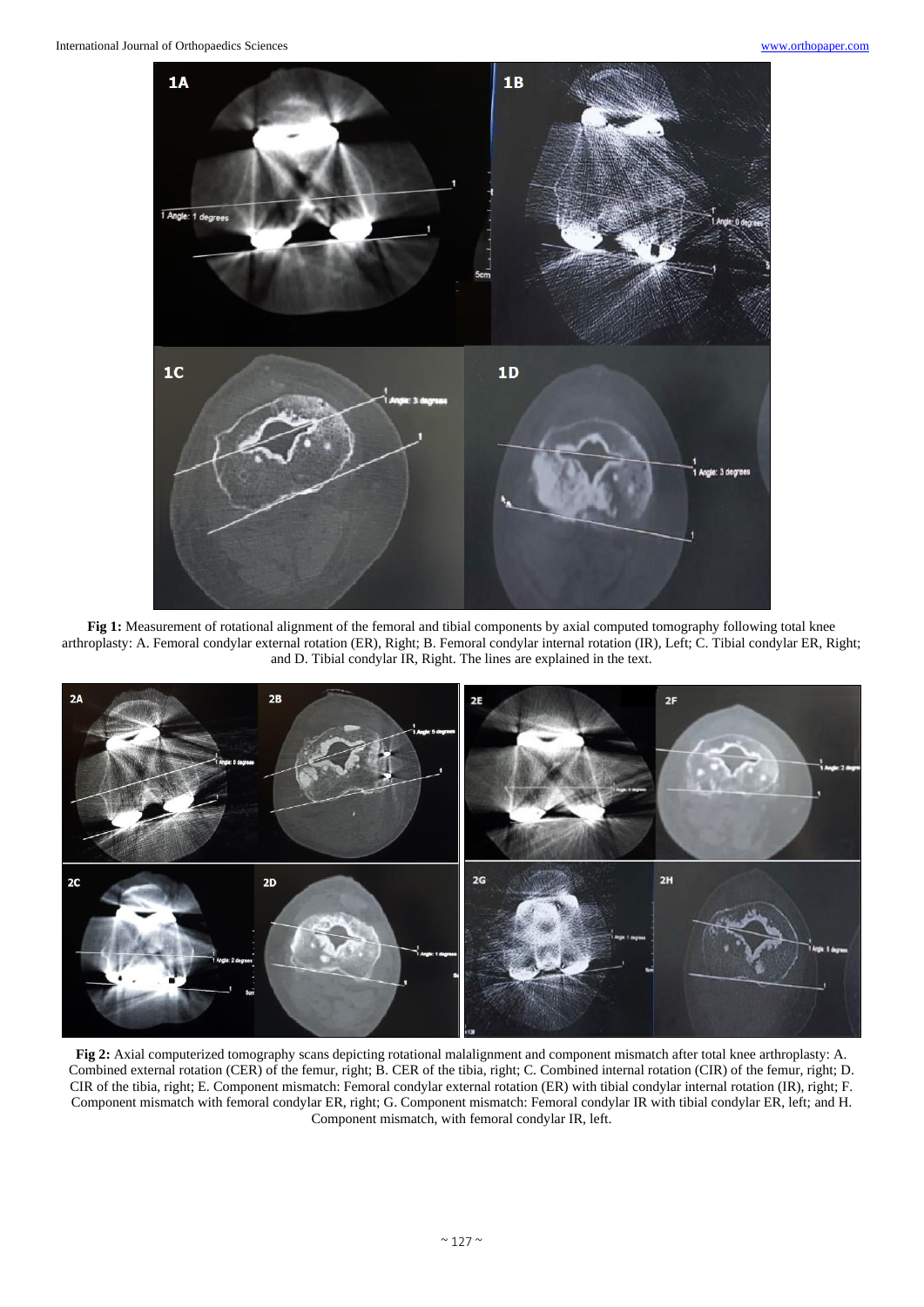**Fig 1:** Measurement of rotational alignment of the femoral and tibial components by axial computed tomography following total knee arthroplasty: A. Femoral condylar external rotation (ER), Right; B. Femoral condylar internal rotation (IR), Left; C. Tibial condylar ER, Right; and D. Tibial condylar IR, Right. The lines are explained in the text.

**Fig 2:** Axial computerized tomography scans depicting rotational malalignment and component mismatch after total knee arthroplasty: A. Combined external rotation (CER) of the femur, right; B. CER of the tibia, right; C. Combined internal rotation (CIR) of the femur, right; D. CIR of the tibia, right; E. Component mismatch: Femoral condylar external rotation (ER) with tibial condylar internal rotation (IR), right; F. Component mismatch with femoral condylar ER, right; G. Component mismatch: Femoral condylar IR with tibial condylar ER, left; and H. Component mismatch, with femoral condylar IR, left.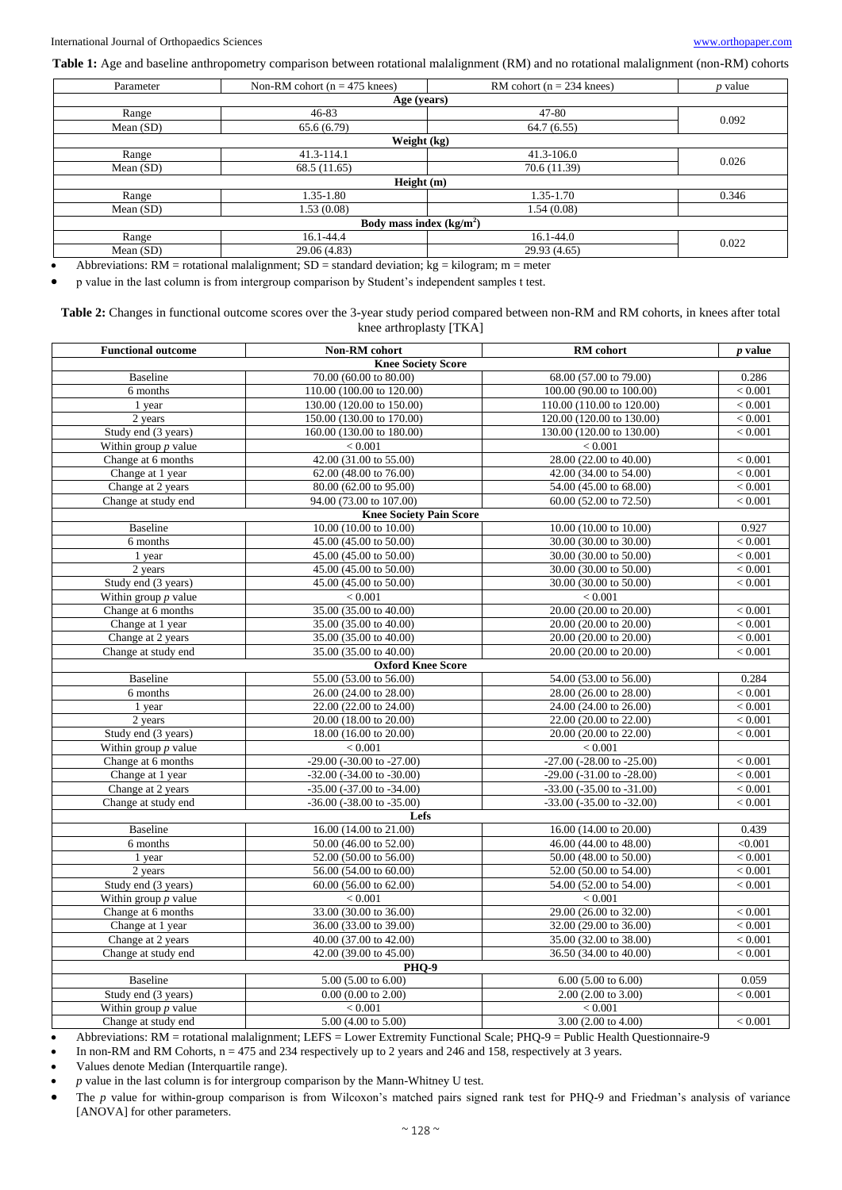**Table 1:** Age and baseline anthropometry comparison between rotational malalignment (RM) and no rotational malalignment (non-RM) cohorts

| Parameter | Non-RM cohort (n = 475 knees) | RM cohort (n = 234 knees) | *p* value |
|---|---|---|---|
| **Age (years)** | | | |
| Range | 46-83 | 47-80 | 0.092 |
| Mean (SD) | 65.6 (6.79) | 64.7 (6.55) | |
| **Weight (kg)** | | | |
| Range | 41.3-114.1 | 41.3-106.0 | 0.026 |
| Mean (SD) | 68.5 (11.65) | 70.6 (11.39) | |
| **Height (m)** | | | |
| Range | 1.35-1.80 | 1.35-1.70 | 0.346 |
| Mean (SD) | 1.53 (0.08) | 1.54 (0.08) | |
| **Body mass index (kg/m$^2$)** | | | |
| Range | 16.1-44.4 | 16.1-44.0 | 0.022 |
| Mean (SD) | 29.06 (4.83) | 29.93 (4.65) | |

- Abbreviations: RM = rotational malalignment; SD = standard deviation; kg = kilogram; m = meter
- p value in the last column is from intergroup comparison by Student's independent samples t test.

**Table 2:** Changes in functional outcome scores over the 3-year study period compared between non-RM and RM cohorts, in knees after total knee arthroplasty [TKA]

| Functional outcome | Non-RM cohort | RM cohort | *p* value |
|---|---|---|---|
| **Knee Society Score** | | | |
| Baseline | 70.00 (60.00 to 80.00) | 68.00 (57.00 to 79.00) | 0.286 |
| 6 months | 110.00 (100.00 to 120.00) | 100.00 (90.00 to 100.00) | < 0.001 |
| 1 year | 130.00 (120.00 to 150.00) | 110.00 (110.00 to 120.00) | < 0.001 |
| 2 years | 150.00 (130.00 to 170.00) | 120.00 (120.00 to 130.00) | < 0.001 |
| Study end (3 years) | 160.00 (130.00 to 180.00) | 130.00 (120.00 to 130.00) | < 0.001 |
| Within group *p* value | < 0.001 | < 0.001 | |
| Change at 6 months | 42.00 (31.00 to 55.00) | 28.00 (22.00 to 40.00) | < 0.001 |
| Change at 1 year | 62.00 (48.00 to 76.00) | 42.00 (34.00 to 54.00) | < 0.001 |
| Change at 2 years | 80.00 (62.00 to 95.00) | 54.00 (45.00 to 68.00) | < 0.001 |
| Change at study end | 94.00 (73.00 to 107.00) | 60.00 (52.00 to 72.50) | < 0.001 |
| **Knee Society Pain Score** | | | |
| Baseline | 10.00 (10.00 to 10.00) | 10.00 (10.00 to 10.00) | 0.927 |
| 6 months | 45.00 (45.00 to 50.00) | 30.00 (30.00 to 30.00) | < 0.001 |
| 1 year | 45.00 (45.00 to 50.00) | 30.00 (30.00 to 50.00) | < 0.001 |
| 2 years | 45.00 (45.00 to 50.00) | 30.00 (30.00 to 50.00) | < 0.001 |
| Study end (3 years) | 45.00 (45.00 to 50.00) | 30.00 (30.00 to 50.00) | < 0.001 |
| Within group *p* value | < 0.001 | < 0.001 | |
| Change at 6 months | 35.00 (35.00 to 40.00) | 20.00 (20.00 to 20.00) | < 0.001 |
| Change at 1 year | 35.00 (35.00 to 40.00) | 20.00 (20.00 to 20.00) | < 0.001 |
| Change at 2 years | 35.00 (35.00 to 40.00) | 20.00 (20.00 to 20.00) | < 0.001 |
| Change at study end | 35.00 (35.00 to 40.00) | 20.00 (20.00 to 20.00) | < 0.001 |
| **Oxford Knee Score** | | | |
| Baseline | 55.00 (53.00 to 56.00) | 54.00 (53.00 to 56.00) | 0.284 |
| 6 months | 26.00 (24.00 to 28.00) | 28.00 (26.00 to 28.00) | < 0.001 |
| 1 year | 22.00 (22.00 to 24.00) | 24.00 (24.00 to 26.00) | < 0.001 |
| 2 years | 20.00 (18.00 to 20.00) | 22.00 (20.00 to 22.00) | < 0.001 |
| Study end (3 years) | 18.00 (16.00 to 20.00) | 20.00 (20.00 to 22.00) | < 0.001 |
| Within group *p* value | < 0.001 | < 0.001 | |
| Change at 6 months | -29.00 (-30.00 to -27.00) | -27.00 (-28.00 to -25.00) | < 0.001 |
| Change at 1 year | -32.00 (-34.00 to -30.00) | -29.00 (-31.00 to -28.00) | < 0.001 |
| Change at 2 years | -35.00 (-37.00 to -34.00) | -33.00 (-35.00 to -31.00) | < 0.001 |
| Change at study end | -36.00 (-38.00 to -35.00) | -33.00 (-35.00 to -32.00) | < 0.001 |
| **Lefs** | | | |
| Baseline | 16.00 (14.00 to 21.00) | 16.00 (14.00 to 20.00) | 0.439 |
| 6 months | 50.00 (46.00 to 52.00) | 46.00 (44.00 to 48.00) | <0.001 |
| 1 year | 52.00 (50.00 to 56.00) | 50.00 (48.00 to 50.00) | < 0.001 |
| 2 years | 56.00 (54.00 to 60.00) | 52.00 (50.00 to 54.00) | < 0.001 |
| Study end (3 years) | 60.00 (56.00 to 62.00) | 54.00 (52.00 to 54.00) | < 0.001 |
| Within group *p* value | < 0.001 | < 0.001 | |
| Change at 6 months | 33.00 (30.00 to 36.00) | 29.00 (26.00 to 32.00) | < 0.001 |
| Change at 1 year | 36.00 (33.00 to 39.00) | 32.00 (29.00 to 36.00) | < 0.001 |
| Change at 2 years | 40.00 (37.00 to 42.00) | 35.00 (32.00 to 38.00) | < 0.001 |
| Change at study end | 42.00 (39.00 to 45.00) | 36.50 (34.00 to 40.00) | < 0.001 |
| **PHQ-9** | | | |
| Baseline | 5.00 (5.00 to 6.00) | 6.00 (5.00 to 6.00) | 0.059 |
| Study end (3 years) | 0.00 (0.00 to 2.00) | 2.00 (2.00 to 3.00) | < 0.001 |
| Within group *p* value | < 0.001 | < 0.001 | |
| Change at study end | 5.00 (4.00 to 5.00) | 3.00 (2.00 to 4.00) | < 0.001 |

- Abbreviations: RM = rotational malalignment; LEFS = Lower Extremity Functional Scale; PHQ-9 = Public Health Questionnaire-9
- In non-RM and RM Cohorts, n = 475 and 234 respectively up to 2 years and 246 and 158, respectively at 3 years.
- Values denote Median (Interquartile range).
- *p* value in the last column is for intergroup comparison by the Mann-Whitney U test.
- The *p* value for within-group comparison is from Wilcoxon's matched pairs signed rank test for PHQ-9 and Friedman's analysis of variance [ANOVA] for other parameters.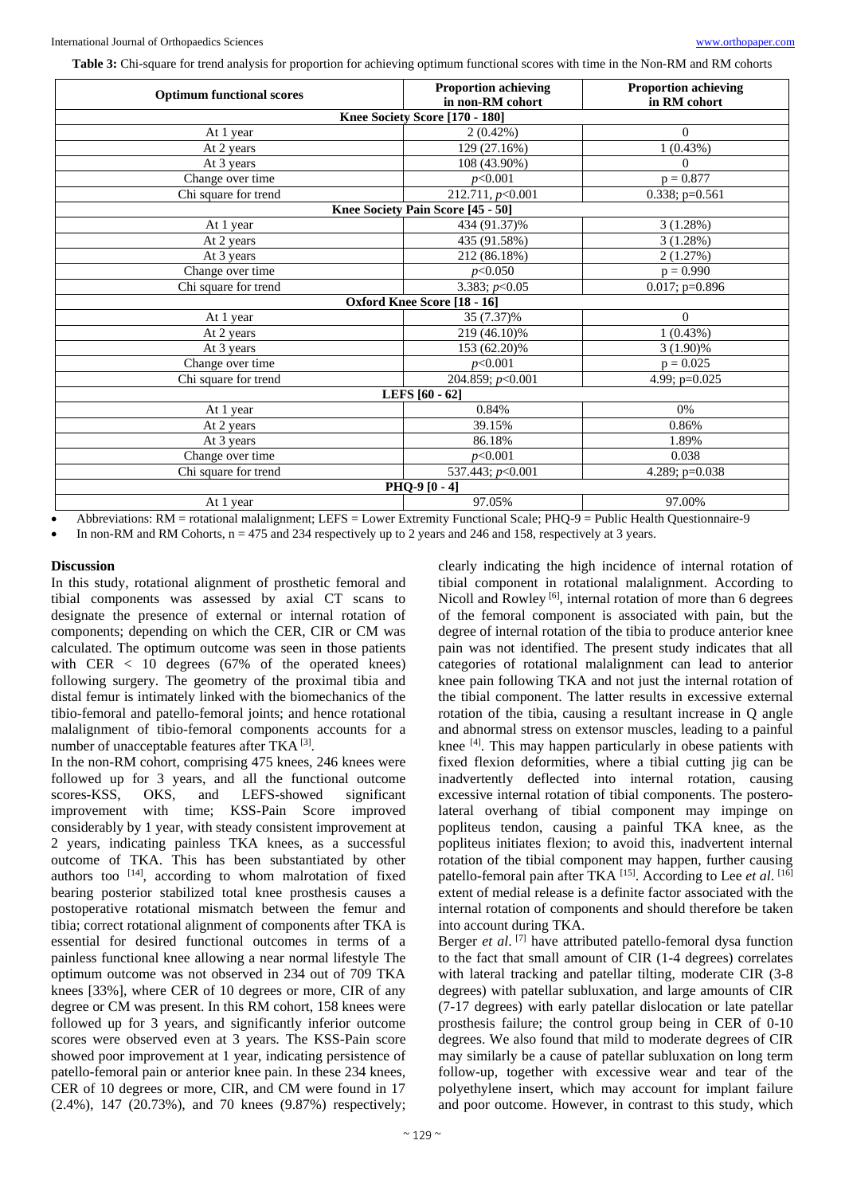**Table 3:** Chi-square for trend analysis for proportion for achieving optimum functional scores with time in the Non-RM and RM cohorts

| Optimum functional scores | Proportion achieving in non-RM cohort | Proportion achieving in RM cohort |
|---|---|---|
| **Knee Society Score [170 - 180]** | | |
| At 1 year | 2 (0.42%) | 0 |
| At 2 years | 129 (27.16%) | 1 (0.43%) |
| At 3 years | 108 (43.90%) | 0 |
| Change over time | $p<0.001$ | $p = 0.877$ |
| Chi square for trend | 212.711, $p<0.001$ | 0.338; p=0.561 |
| **Knee Society Pain Score [45 - 50]** | | |
| At 1 year | 434 (91.37)% | 3 (1.28%) |
| At 2 years | 435 (91.58%) | 3 (1.28%) |
| At 3 years | 212 (86.18%) | 2 (1.27%) |
| Change over time | $p<0.050$ | $p = 0.990$ |
| Chi square for trend | 3.383; $p<0.05$ | 0.017; p=0.896 |
| **Oxford Knee Score [18 - 16]** | | |
| At 1 year | 35 (7.37)% | 0 |
| At 2 years | 219 (46.10)% | 1 (0.43%) |
| At 3 years | 153 (62.20)% | 3 (1.90)% |
| Change over time | $p<0.001$ | $p = 0.025$ |
| Chi square for trend | 204.859; $p<0.001$ | 4.99; p=0.025 |
| **LEFS [60 - 62]** | | |
| At 1 year | 0.84% | 0% |
| At 2 years | 39.15% | 0.86% |
| At 3 years | 86.18% | 1.89% |
| Change over time | $p<0.001$ | 0.038 |
| Chi square for trend | 537.443; $p<0.001$ | 4.289; p=0.038 |
| **PHQ-9 [0 - 4]** | | |
| At 1 year | 97.05% | 97.00% |

- Abbreviations: RM = rotational malalignment; LEFS = Lower Extremity Functional Scale; PHQ-9 = Public Health Questionnaire-9
- In non-RM and RM Cohorts, n = 475 and 234 respectively up to 2 years and 246 and 158, respectively at 3 years.

## Discussion

In this study, rotational alignment of prosthetic femoral and tibial components was assessed by axial CT scans to designate the presence of external or internal rotation of components; depending on which the CER, CIR or CM was calculated. The optimum outcome was seen in those patients with CER < 10 degrees (67% of the operated knees) following surgery. The geometry of the proximal tibia and distal femur is intimately linked with the biomechanics of the tibio-femoral and patello-femoral joints; and hence rotational malalignment of tibio-femoral components accounts for a number of unacceptable features after TKA [3].

In the non-RM cohort, comprising 475 knees, 246 knees were followed up for 3 years, and all the functional outcome scores-KSS, OKS, and LEFS-showed significant improvement with time; KSS-Pain Score improved considerably by 1 year, with steady consistent improvement at 2 years, indicating painless TKA knees, as a successful outcome of TKA. This has been substantiated by other authors too [14], according to whom malrotation of fixed bearing posterior stabilized total knee prosthesis causes a postoperative rotational mismatch between the femur and tibia; correct rotational alignment of components after TKA is essential for desired functional outcomes in terms of a painless functional knee allowing a near normal lifestyle The optimum outcome was not observed in 234 out of 709 TKA knees [33%], where CER of 10 degrees or more, CIR of any degree or CM was present. In this RM cohort, 158 knees were followed up for 3 years, and significantly inferior outcome scores were observed even at 3 years. The KSS-Pain score showed poor improvement at 1 year, indicating persistence of patello-femoral pain or anterior knee pain. In these 234 knees, CER of 10 degrees or more, CIR, and CM were found in 17 (2.4%), 147 (20.73%), and 70 knees (9.87%) respectively; clearly indicating the high incidence of internal rotation of tibial component in rotational malalignment. According to Nicoll and Rowley [6], internal rotation of more than 6 degrees of the femoral component is associated with pain, but the degree of internal rotation of the tibia to produce anterior knee pain was not identified. The present study indicates that all categories of rotational malalignment can lead to anterior knee pain following TKA and not just the internal rotation of the tibial component. The latter results in excessive external rotation of the tibia, causing a resultant increase in Q angle and abnormal stress on extensor muscles, leading to a painful knee [4]. This may happen particularly in obese patients with fixed flexion deformities, where a tibial cutting jig can be inadvertently deflected into internal rotation, causing excessive internal rotation of tibial components. The postero-lateral overhang of tibial component may impinge on popliteus tendon, causing a painful TKA knee, as the popliteus initiates flexion; to avoid this, inadvertent internal rotation of the tibial component may happen, further causing patello-femoral pain after TKA [15]. According to Lee *et al*. [16] extent of medial release is a definite factor associated with the internal rotation of components and should therefore be taken into account during TKA.

Berger *et al*. [7] have attributed patello-femoral dysa function to the fact that small amount of CIR (1-4 degrees) correlates with lateral tracking and patellar tilting, moderate CIR (3-8 degrees) with patellar subluxation, and large amounts of CIR (7-17 degrees) with early patellar dislocation or late patellar prosthesis failure; the control group being in CER of 0-10 degrees. We also found that mild to moderate degrees of CIR may similarly be a cause of patellar subluxation on long term follow-up, together with excessive wear and tear of the polyethylene insert, which may account for implant failure and poor outcome. However, in contrast to this study, which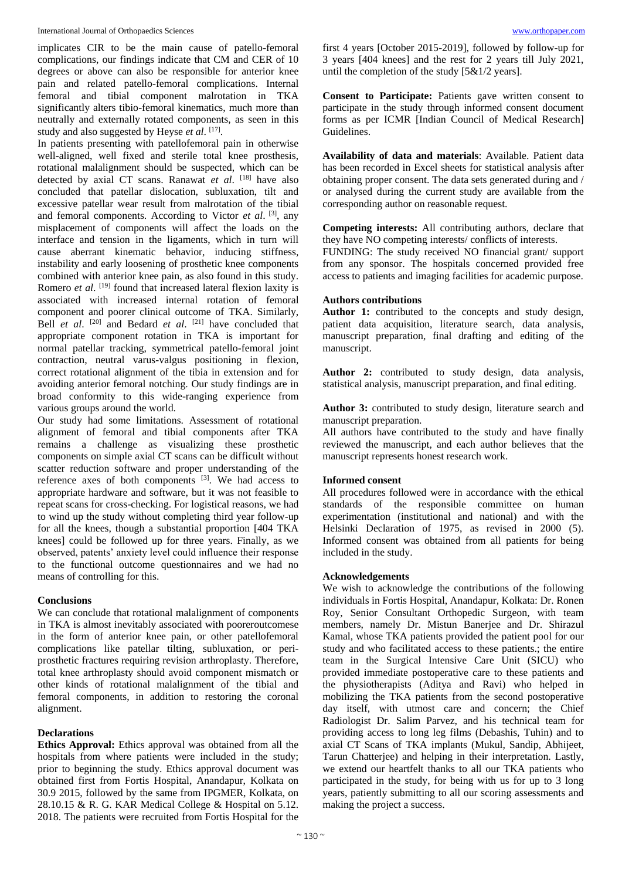implicates CIR to be the main cause of patello-femoral complications, our findings indicate that CM and CER of 10 degrees or above can also be responsible for anterior knee pain and related patello-femoral complications. Internal femoral and tibial component malrotation in TKA significantly alters tibio-femoral kinematics, much more than neutrally and externally rotated components, as seen in this study and also suggested by Heyse *et al*. [17].

In patients presenting with patellofemoral pain in otherwise well-aligned, well fixed and sterile total knee prosthesis, rotational malalignment should be suspected, which can be detected by axial CT scans. Ranawat *et al*. [18] have also concluded that patellar dislocation, subluxation, tilt and excessive patellar wear result from malrotation of the tibial and femoral components. According to Victor *et al*. [3], any misplacement of components will affect the loads on the interface and tension in the ligaments, which in turn will cause aberrant kinematic behavior, inducing stiffness, instability and early loosening of prosthetic knee components combined with anterior knee pain, as also found in this study. Romero *et al*. [19] found that increased lateral flexion laxity is associated with increased internal rotation of femoral component and poorer clinical outcome of TKA. Similarly, Bell *et al*. [20] and Bedard *et al*. [21] have concluded that appropriate component rotation in TKA is important for normal patellar tracking, symmetrical patello-femoral joint contraction, neutral varus-valgus positioning in flexion, correct rotational alignment of the tibia in extension and for avoiding anterior femoral notching. Our study findings are in broad conformity to this wide-ranging experience from various groups around the world.

Our study had some limitations. Assessment of rotational alignment of femoral and tibial components after TKA remains a challenge as visualizing these prosthetic components on simple axial CT scans can be difficult without scatter reduction software and proper understanding of the reference axes of both components [3]. We had access to appropriate hardware and software, but it was not feasible to repeat scans for cross-checking. For logistical reasons, we had to wind up the study without completing third year follow-up for all the knees, though a substantial proportion [404 TKA knees] could be followed up for three years. Finally, as we observed, patents' anxiety level could influence their response to the functional outcome questionnaires and we had no means of controlling for this.

## Conclusions

We can conclude that rotational malalignment of components in TKA is almost inevitably associated with pooreroutcomese in the form of anterior knee pain, or other patellofemoral complications like patellar tilting, subluxation, or peri-prosthetic fractures requiring revision arthroplasty. Therefore, total knee arthroplasty should avoid component mismatch or other kinds of rotational malalignment of the tibial and femoral components, in addition to restoring the coronal alignment.

## Declarations

**Ethics Approval:** Ethics approval was obtained from all the hospitals from where patients were included in the study; prior to beginning the study. Ethics approval document was obtained first from Fortis Hospital, Anandapur, Kolkata on 30.9 2015, followed by the same from IPGMER, Kolkata, on 28.10.15 & R. G. KAR Medical College & Hospital on 5.12. 2018. The patients were recruited from Fortis Hospital for the first 4 years [October 2015-2019], followed by follow-up for 3 years [404 knees] and the rest for 2 years till July 2021, until the completion of the study [5&1/2 years].

**Consent to Participate:** Patients gave written consent to participate in the study through informed consent document forms as per ICMR [Indian Council of Medical Research] Guidelines.

**Availability of data and materials**: Available. Patient data has been recorded in Excel sheets for statistical analysis after obtaining proper consent. The data sets generated during and / or analysed during the current study are available from the corresponding author on reasonable request.

**Competing interests:** All contributing authors, declare that they have NO competing interests/ conflicts of interests.

FUNDING: The study received NO financial grant/ support from any sponsor. The hospitals concerned provided free access to patients and imaging facilities for academic purpose.

### Authors contributions

**Author 1:** contributed to the concepts and study design, patient data acquisition, literature search, data analysis, manuscript preparation, final drafting and editing of the manuscript.

**Author 2:** contributed to study design, data analysis, statistical analysis, manuscript preparation, and final editing.

**Author 3:** contributed to study design, literature search and manuscript preparation.

All authors have contributed to the study and have finally reviewed the manuscript, and each author believes that the manuscript represents honest research work.

### Informed consent

All procedures followed were in accordance with the ethical standards of the responsible committee on human experimentation (institutional and national) and with the Helsinki Declaration of 1975, as revised in 2000 (5). Informed consent was obtained from all patients for being included in the study.

### Acknowledgements

We wish to acknowledge the contributions of the following individuals in Fortis Hospital, Anandapur, Kolkata: Dr. Ronen Roy, Senior Consultant Orthopedic Surgeon, with team members, namely Dr. Mistun Banerjee and Dr. Shirazul Kamal, whose TKA patients provided the patient pool for our study and who facilitated access to these patients.; the entire team in the Surgical Intensive Care Unit (SICU) who provided immediate postoperative care to these patients and the physiotherapists (Aditya and Ravi) who helped in mobilizing the TKA patients from the second postoperative day itself, with utmost care and concern; the Chief Radiologist Dr. Salim Parvez, and his technical team for providing access to long leg films (Debashis, Tuhin) and to axial CT Scans of TKA implants (Mukul, Sandip, Abhijeet, Tarun Chatterjee) and helping in their interpretation. Lastly, we extend our heartfelt thanks to all our TKA patients who participated in the study, for being with us for up to 3 long years, patiently submitting to all our scoring assessments and making the project a success.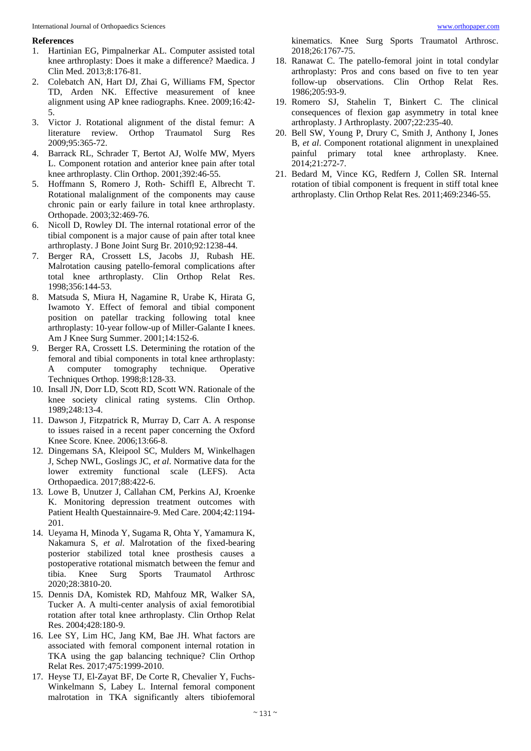### References

1. Hartinian EG, Pimpalnerkar AL. Computer assisted total knee arthroplasty: Does it make a difference? Maedica. J Clin Med. 2013;8:176-81.
2. Colebatch AN, Hart DJ, Zhai G, Williams FM, Spector TD, Arden NK. Effective measurement of knee alignment using AP knee radiographs. Knee. 2009;16:42-5.
3. Victor J. Rotational alignment of the distal femur: A literature review. Orthop Traumatol Surg Res 2009;95:365-72.
4. Barrack RL, Schrader T, Bertot AJ, Wolfe MW, Myers L. Component rotation and anterior knee pain after total knee arthroplasty. Clin Orthop. 2001;392:46-55.
5. Hoffmann S, Romero J, Roth- Schiffl E, Albrecht T. Rotational malalignment of the components may cause chronic pain or early failure in total knee arthroplasty. Orthopade. 2003;32:469-76.
6. Nicoll D, Rowley DI. The internal rotational error of the tibial component is a major cause of pain after total knee arthroplasty. J Bone Joint Surg Br. 2010;92:1238-44.
7. Berger RA, Crossett LS, Jacobs JJ, Rubash HE. Malrotation causing patello-femoral complications after total knee arthroplasty. Clin Orthop Relat Res. 1998;356:144-53.
8. Matsuda S, Miura H, Nagamine R, Urabe K, Hirata G, Iwamoto Y. Effect of femoral and tibial component position on patellar tracking following total knee arthroplasty: 10-year follow-up of Miller-Galante I knees. Am J Knee Surg Summer. 2001;14:152-6.
9. Berger RA, Crossett LS. Determining the rotation of the femoral and tibial components in total knee arthroplasty: A computer tomography technique. Operative Techniques Orthop. 1998;8:128-33.
10. Insall JN, Dorr LD, Scott RD, Scott WN. Rationale of the knee society clinical rating systems. Clin Orthop. 1989;248:13-4.
11. Dawson J, Fitzpatrick R, Murray D, Carr A. A response to issues raised in a recent paper concerning the Oxford Knee Score. Knee. 2006;13:66-8.
12. Dingemans SA, Kleipool SC, Mulders M, Winkelhagen J, Schep NWL, Goslings JC, *et al*. Normative data for the lower extremity functional scale (LEFS). Acta Orthopaedica. 2017;88:422-6.
13. Lowe B, Unutzer J, Callahan CM, Perkins AJ, Kroenke K. Monitoring depression treatment outcomes with Patient Health Questainnaire-9. Med Care. 2004;42:1194-201.
14. Ueyama H, Minoda Y, Sugama R, Ohta Y, Yamamura K, Nakamura S, *et al*. Malrotation of the fixed-bearing posterior stabilized total knee prosthesis causes a postoperative rotational mismatch between the femur and tibia. Knee Surg Sports Traumatol Arthrosc 2020;28:3810-20.
15. Dennis DA, Komistek RD, Mahfouz MR, Walker SA, Tucker A. A multi-center analysis of axial femorotibial rotation after total knee arthroplasty. Clin Orthop Relat Res. 2004;428:180-9.
16. Lee SY, Lim HC, Jang KM, Bae JH. What factors are associated with femoral component internal rotation in TKA using the gap balancing technique? Clin Orthop Relat Res. 2017;475:1999-2010.
17. Heyse TJ, El-Zayat BF, De Corte R, Chevalier Y, Fuchs-Winkelmann S, Labey L. Internal femoral component malrotation in TKA significantly alters tibiofemoral kinematics. Knee Surg Sports Traumatol Arthrosc. 2018;26:1767-75.
18. Ranawat C. The patello-femoral joint in total condylar arthroplasty: Pros and cons based on five to ten year follow-up observations. Clin Orthop Relat Res. 1986;205:93-9.
19. Romero SJ, Stahelin T, Binkert C. The clinical consequences of flexion gap asymmetry in total knee arthroplasty. J Arthroplasty. 2007;22:235-40.
20. Bell SW, Young P, Drury C, Smith J, Anthony I, Jones B, *et al*. Component rotational alignment in unexplained painful primary total knee arthroplasty. Knee. 2014;21:272-7.
21. Bedard M, Vince KG, Redfern J, Collen SR. Internal rotation of tibial component is frequent in stiff total knee arthroplasty. Clin Orthop Relat Res. 2011;469:2346-55.